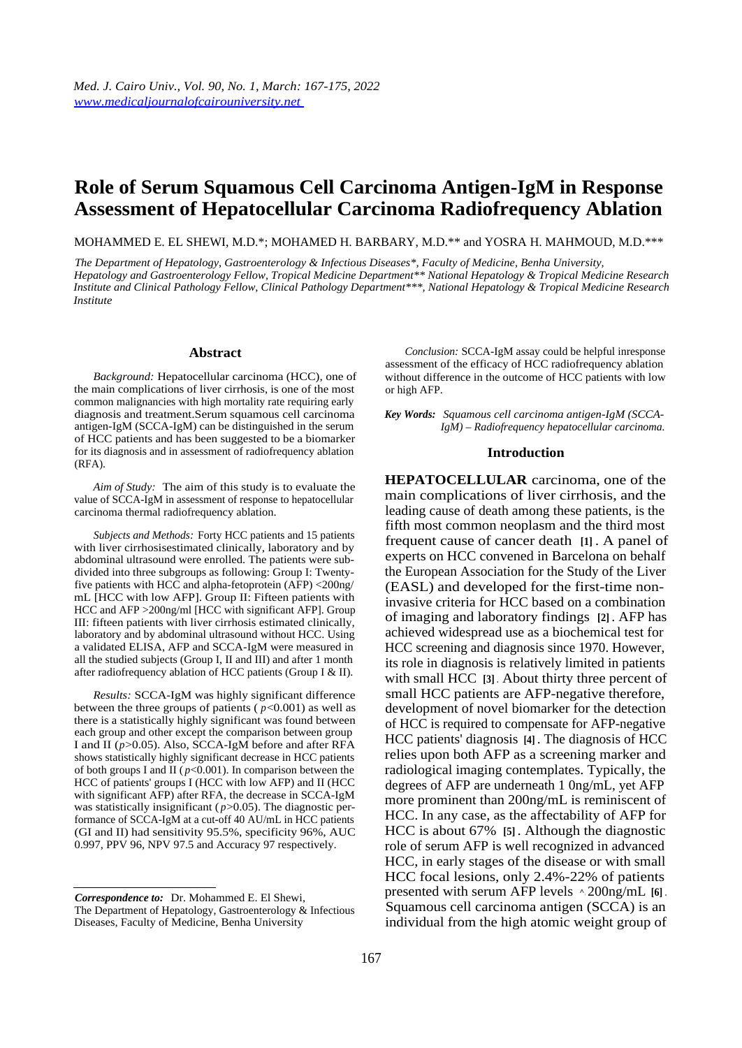# Role of Serum Squamous Cell Carcinoma Antigen-IgM in Response Assessment of Hepatocellular Carcinoma Radiofrequency Ablation

MOHAMMED E. EL SHEWI, M.D.*; MOHAMED H. BARBARY, M.D.** and YOSRA H. MAHMOUD, M.D.***

*The Department of Hepatology, Gastroenterology & Infectious Diseases\*, Faculty of Medicine, Benha University, Hepatology and Gastroenterology Fellow, Tropical Medicine Department\*\* National Hepatology & Tropical Medicine Research Institute and Clinical Pathology Fellow, Clinical Pathology Department\*\*\*, National Hepatology & Tropical Medicine Research Institute*

## Abstract

*Background:* Hepatocellular carcinoma (HCC), one of the main complications of liver cirrhosis, is one of the most common malignancies with high mortality rate requiring early diagnosis and treatment.Serum squamous cell carcinoma antigen-IgM (SCCA-IgM) can be distinguished in the serum of HCC patients and has been suggested to be a biomarker for its diagnosis and in assessment of radiofrequency ablation (RFA).

*Aim of Study:* The aim of this study is to evaluate the value of SCCA-IgM in assessment of response to hepatocellular carcinoma thermal radiofrequency ablation.

*Subjects and Methods:* Forty HCC patients and 15 patients with liver cirrhosisestimated clinically, laboratory and by abdominal ultrasound were enrolled. The patients were subdivided into three subgroups as following: Group I: Twenty-five patients with HCC and alpha-fetoprotein (AFP) <200ng/mL [HCC with low AFP]. Group II: Fifteen patients with HCC and AFP >200ng/ml [HCC with significant AFP]. Group III: fifteen patients with liver cirrhosis estimated clinically, laboratory and by abdominal ultrasound without HCC. Using a validated ELISA, AFP and SCCA-IgM were measured in all the studied subjects (Group I, II and III) and after 1 month after radiofrequency ablation of HCC patients (Group I & II).

*Results:* SCCA-IgM was highly significant difference between the three groups of patients ( $p<0.001$) as well as there is a statistically highly significant was found between each group and other except the comparison between group I and II ($p>0.05$). Also, SCCA-IgM before and after RFA shows statistically highly significant decrease in HCC patients of both groups I and II ($p<0.001$). In comparison between the HCC of patients' groups I (HCC with low AFP) and II (HCC with significant AFP) after RFA, the decrease in SCCA-IgM was statistically insignificant ($p>0.05$). The diagnostic performance of SCCA-IgM at a cut-off 40 AU/mL in HCC patients (GI and II) had sensitivity 95.5%, specificity 96%, AUC 0.997, PPV 96, NPV 97.5 and Accuracy 97 respectively.

*Conclusion:* SCCA-IgM assay could be helpful inresponse assessment of the efficacy of HCC radiofrequency ablation without difference in the outcome of HCC patients with low or high AFP.

***Key Words:*** *Squamous cell carcinoma antigen-IgM (SCCA-IgM) – Radiofrequency hepatocellular carcinoma.*

---

***Correspondence to:*** Dr. Mohammed E. El Shewi, The Department of Hepatology, Gastroenterology & Infectious Diseases, Faculty of Medicine, Benha University

## Introduction

**HEPATOCELLULAR** carcinoma, one of the main complications of liver cirrhosis, and the leading cause of death among these patients, is the fifth most common neoplasm and the third most frequent cause of cancer death [1]. A panel of experts on HCC convened in Barcelona on behalf the European Association for the Study of the Liver (EASL) and developed for the first-time non-invasive criteria for HCC based on a combination of imaging and laboratory findings [2]. AFP has achieved widespread use as a biochemical test for HCC screening and diagnosis since 1970. However, its role in diagnosis is relatively limited in patients with small HCC [3]. About thirty three percent of small HCC patients are AFP-negative therefore, development of novel biomarker for the detection of HCC is required to compensate for AFP-negative HCC patients' diagnosis [4]. The diagnosis of HCC relies upon both AFP as a screening marker and radiological imaging contemplates. Typically, the degrees of AFP are underneath 1 0ng/mL, yet AFP more prominent than 200ng/mL is reminiscent of HCC. In any case, as the affectability of AFP for HCC is about 67% [5]. Although the diagnostic role of serum AFP is well recognized in advanced HCC, in early stages of the disease or with small HCC focal lesions, only 2.4%-22% of patients presented with serum AFP levels ^ 200ng/mL [6]. Squamous cell carcinoma antigen (SCCA) is an individual from the high atomic weight group of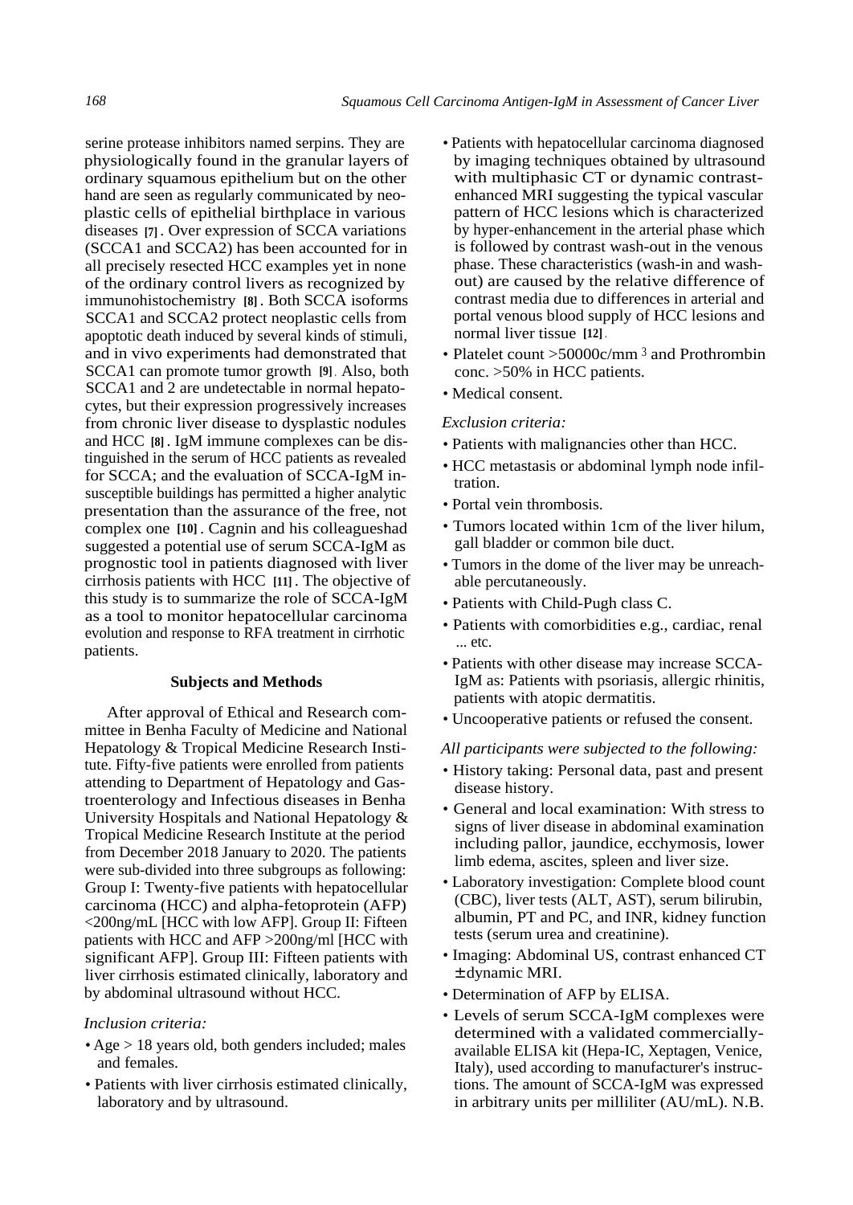serine protease inhibitors named serpins. They are physiologically found in the granular layers of ordinary squamous epithelium but on the other hand are seen as regularly communicated by neoplastic cells of epithelial birthplace in various diseases [7]. Over expression of SCCA variations (SCCA1 and SCCA2) has been accounted for in all precisely resected HCC examples yet in none of the ordinary control livers as recognized by immunohistochemistry [8]. Both SCCA isoforms SCCA1 and SCCA2 protect neoplastic cells from apoptotic death induced by several kinds of stimuli, and in vivo experiments had demonstrated that SCCA1 can promote tumor growth [9]. Also, both SCCA1 and 2 are undetectable in normal hepatocytes, but their expression progressively increases from chronic liver disease to dysplastic nodules and HCC [8]. IgM immune complexes can be distinguished in the serum of HCC patients as revealed for SCCA; and the evaluation of SCCA-IgM insusceptible buildings has permitted a higher analytic presentation than the assurance of the free, not complex one [10]. Cagnin and his collegueshad suggested a potential use of serum SCCA-IgM as prognostic tool in patients diagnosed with liver cirrhosis patients with HCC [11]. The objective of this study is to summarize the role of SCCA-IgM as a tool to monitor hepatocellular carcinoma evolution and response to RFA treatment in cirrhotic patients.

## Subjects and Methods

After approval of Ethical and Research committee in Benha Faculty of Medicine and National Hepatology & Tropical Medicine Research Institute. Fifty-five patients were enrolled from patients attending to Department of Hepatology and Gastroenterology and Infectious diseases in Benha University Hospitals and National Hepatology & Tropical Medicine Research Institute at the period from December 2018 January to 2020. The patients were sub-divided into three subgroups as following: Group I: Twenty-five patients with hepatocellular carcinoma (HCC) and alpha-fetoprotein (AFP) <200ng/mL [HCC with low AFP]. Group II: Fifteen patients with HCC and AFP >200ng/ml [HCC with significant AFP]. Group III: Fifteen patients with liver cirrhosis estimated clinically, laboratory and by abdominal ultrasound without HCC.

*Inclusion criteria:*

- Age > 18 years old, both genders included; males and females.
- Patients with liver cirrhosis estimated clinically, laboratory and by ultrasound.
- Patients with hepatocellular carcinoma diagnosed by imaging techniques obtained by ultrasound with multiphasic CT or dynamic contrast-enhanced MRI suggesting the typical vascular pattern of HCC lesions which is characterized by hyper-enhancement in the arterial phase which is followed by contrast wash-out in the venous phase. These characteristics (wash-in and wash-out) are caused by the relative difference of contrast media due to differences in arterial and portal venous blood supply of HCC lesions and normal liver tissue [12].
- Platelet count >50000c/mm $^3$ and Prothrombin conc. >50% in HCC patients.
- Medical consent.

*Exclusion criteria:*

- Patients with malignancies other than HCC.
- HCC metastasis or abdominal lymph node infiltration.
- Portal vein thrombosis.
- Tumors located within 1cm of the liver hilum, gall bladder or common bile duct.
- Tumors in the dome of the liver may be unreachable percutaneously.
- Patients with Child-Pugh class C.
- Patients with comorbidities e.g., cardiac, renal ... etc.
- Patients with other disease may increase SCCA-IgM as: Patients with psoriasis, allergic rhinitis, patients with atopic dermatitis.
- Uncooperative patients or refused the consent.

*All participants were subjected to the following:*

- History taking: Personal data, past and present disease history.
- General and local examination: With stress to signs of liver disease in abdominal examination including pallor, jaundice, ecchymosis, lower limb edema, ascites, spleen and liver size.
- Laboratory investigation: Complete blood count (CBC), liver tests (ALT, AST), serum bilirubin, albumin, PT and PC, and INR, kidney function tests (serum urea and creatinine).
- Imaging: Abdominal US, contrast enhanced CT ± dynamic MRI.
- Determination of AFP by ELISA.
- Levels of serum SCCA-IgM complexes were determined with a validated commercially-available ELISA kit (Hepa-IC, Xeptagen, Venice, Italy), used according to manufacturer's instructions. The amount of SCCA-IgM was expressed in arbitrary units per milliliter (AU/mL). N.B.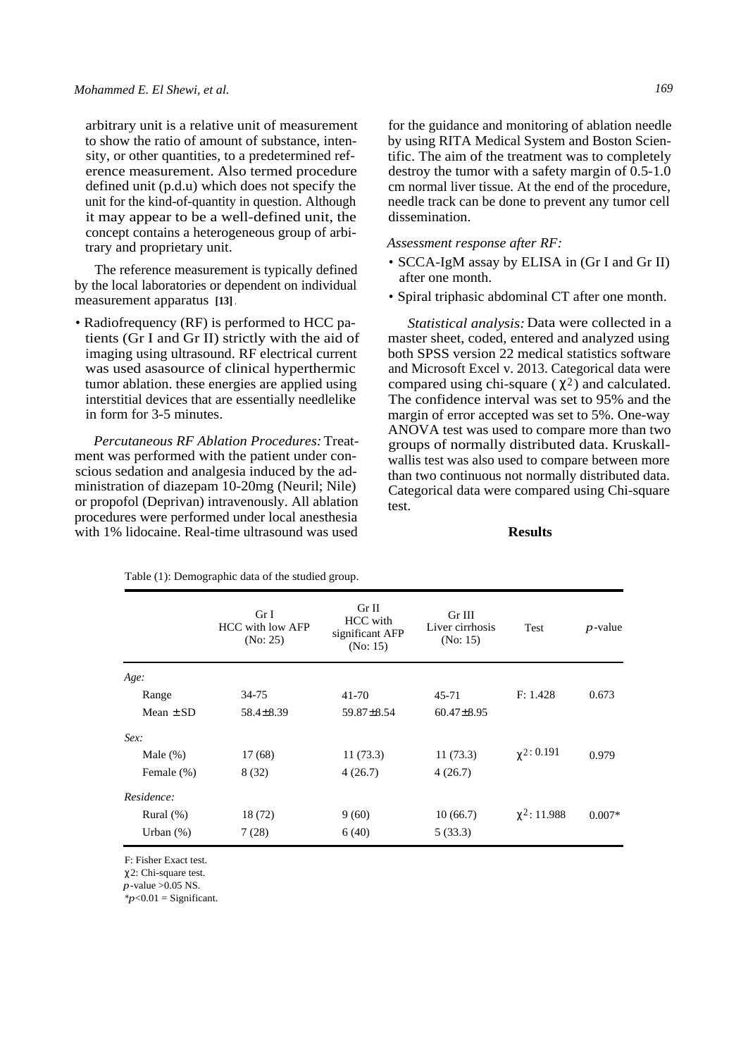arbitrary unit is a relative unit of measurement to show the ratio of amount of substance, intensity, or other quantities, to a predetermined reference measurement. Also termed procedure defined unit (p.d.u) which does not specify the unit for the kind-of-quantity in question. Although it may appear to be a well-defined unit, the concept contains a heterogeneous group of arbitrary and proprietary unit.

The reference measurement is typically defined by the local laboratories or dependent on individual measurement apparatus [13].

- Radiofrequency (RF) is performed to HCC patients (Gr I and Gr II) strictly with the aid of imaging using ultrasound. RF electrical current was used asasource of clinical hyperthermic tumor ablation. these energies are applied using interstitial devices that are essentially needlelike in form for 3-5 minutes.

*Percutaneous RF Ablation Procedures:* Treatment was performed with the patient under conscious sedation and analgesia induced by the administration of diazepam 10-20mg (Neuril; Nile) or propofol (Deprivan) intravenously. All ablation procedures were performed under local anesthesia with 1% lidocaine. Real-time ultrasound was used for the guidance and monitoring of ablation needle by using RITA Medical System and Boston Scientific. The aim of the treatment was to completely destroy the tumor with a safety margin of 0.5-1.0 cm normal liver tissue. At the end of the procedure, needle track can be done to prevent any tumor cell dissemination.

*Assessment response after RF:*

- SCCA-IgM assay by ELISA in (Gr I and Gr II) after one month.
- Spiral triphasic abdominal CT after one month.

*Statistical analysis:* Data were collected in a master sheet, coded, entered and analyzed using both SPSS version 22 medical statistics software and Microsoft Excel v. 2013. Categorical data were compared using chi-square ($\chi^2$) and calculated. The confidence interval was set to 95% and the margin of error accepted was set to 5%. One-way ANOVA test was used to compare more than two groups of normally distributed data. Kruskall-wallis test was also used to compare between more than two continuous not normally distributed data. Categorical data were compared using Chi-square test.

## Results

Table (1): Demographic data of the studied group.

| | Gr I HCC with low AFP (No: 25) | Gr II HCC with significant AFP (No: 15) | Gr III Liver cirrhosis (No: 15) | Test | *p*-value |
|---|---|---|---|---|---|
| *Age:* | | | | | |
| Range | 34-75 | 41-70 | 45-71 | F: 1.428 | 0.673 |
| Mean ± SD | 58.4±8.39 | 59.87±8.54 | 60.47±8.95 | | |
| *Sex:* | | | | | |
| Male (%) | 17 (68) | 11 (73.3) | 11 (73.3) | $\chi^2$: 0.191 | 0.979 |
| Female (%) | 8 (32) | 4 (26.7) | 4 (26.7) | | |
| *Residence:* | | | | | |
| Rural (%) | 18 (72) | 9 (60) | 10 (66.7) | $\chi^2$: 11.988 | 0.007* |
| Urban (%) | 7 (28) | 6 (40) | 5 (33.3) | | |

F: Fisher Exact test.
$\chi^2$: Chi-square test.
*p*-value >0.05 NS.
*$p$<0.01 = Significant.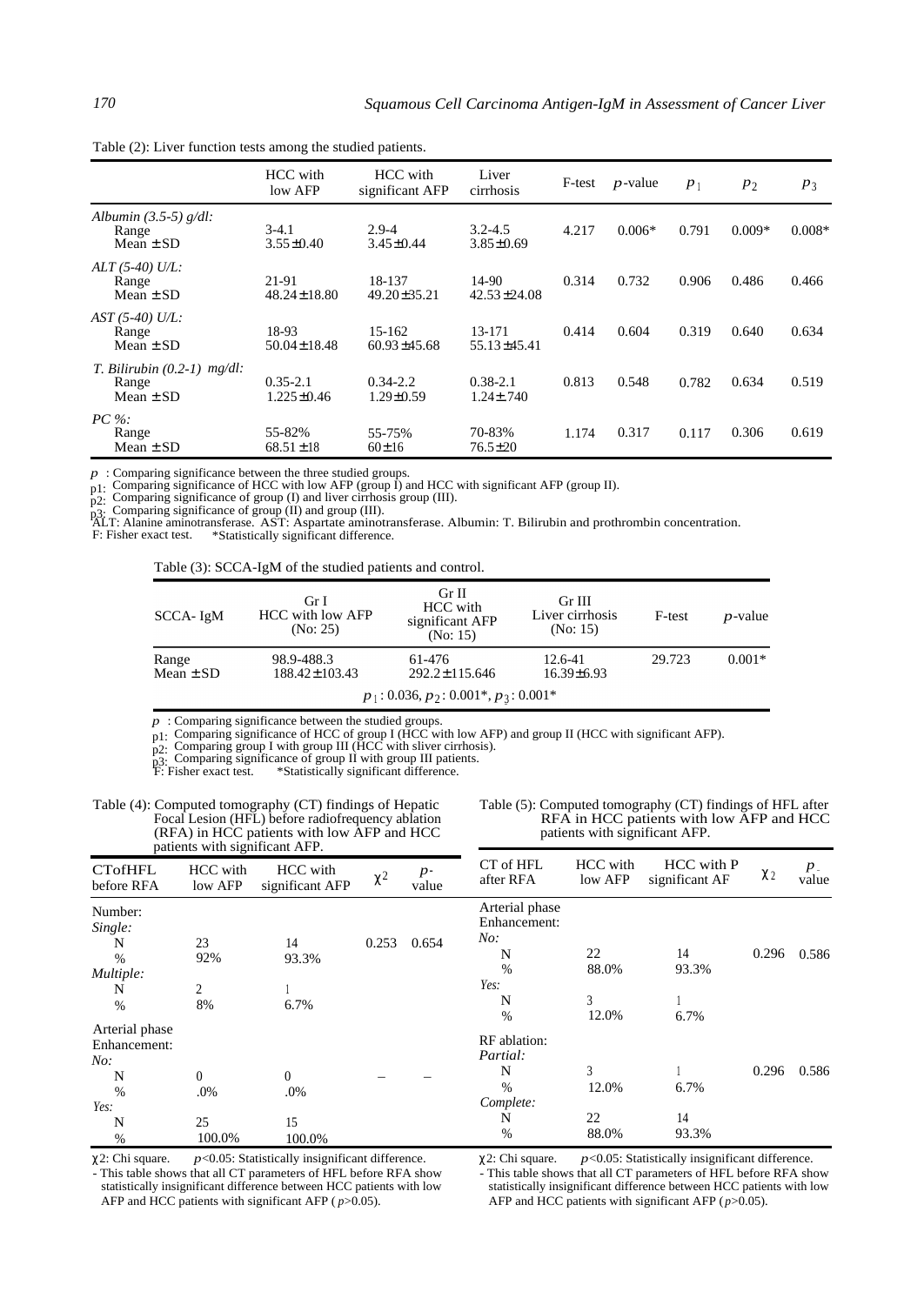Table (2): Liver function tests among the studied patients.

| | HCC with low AFP | HCC with significant AFP | Liver cirrhosis | F-test | $p$-value | $p_1$ | $p_2$ | $p_3$ |
|---|---|---|---|---|---|---|---|---|
| *Albumin (3.5-5) g/dl:* | | | | | | | | |
| Range | 3-4.1 | 2.9-4 | 3.2-4.5 | 4.217 | 0.006* | 0.791 | 0.009* | 0.008* |
| Mean ± SD | 3.55±0.40 | 3.45±0.44 | 3.85±0.69 | | | | | |
| *ALT (5-40) U/L:* | | | | | | | | |
| Range | 21-91 | 18-137 | 14-90 | 0.314 | 0.732 | 0.906 | 0.486 | 0.466 |
| Mean ± SD | 48.24±18.80 | 49.20±35.21 | 42.53±24.08 | | | | | |
| *AST (5-40) U/L:* | | | | | | | | |
| Range | 18-93 | 15-162 | 13-171 | 0.414 | 0.604 | 0.319 | 0.640 | 0.634 |
| Mean ± SD | 50.04±18.48 | 60.93±45.68 | 55.13±45.41 | | | | | |
| *T. Bilirubin (0.2-1) mg/dl:* | | | | | | | | |
| Range | 0.35-2.1 | 0.34-2.2 | 0.38-2.1 | 0.813 | 0.548 | 0.782 | 0.634 | 0.519 |
| Mean ± SD | 1.225±0.46 | 1.29±0.59 | 1.24±.740 | | | | | |
| *PC %:* | | | | | | | | |
| Range | 55-82% | 55-75% | 70-83% | 1.174 | 0.317 | 0.117 | 0.306 | 0.619 |
| Mean ± SD | 68.51±18 | 60±16 | 76.5±20 | | | | | |

$p$ : Comparing significance between the three studied groups.
p1: Comparing significance of HCC with low AFP (group I) and HCC with significant AFP (group II).
p2: Comparing significance of group (I) and liver cirrhosis group (III).
p3: Comparing significance of group (II) and group (III).
ALT: Alanine aminotransferase. AST: Aspartate aminotransferase. Albumin: T. Bilirubin and prothrombin concentration.
F: Fisher exact test. *Statistically significant difference.

Table (3): SCCA-IgM of the studied patients and control.

| SCCA- IgM | Gr I HCC with low AFP (No: 25) | Gr II HCC with significant AFP (No: 15) | Gr III Liver cirrhosis (No: 15) | F-test | $p$-value |
|---|---|---|---|---|---|
| Range | 98.9-488.3 | 61-476 | 12.6-41 | 29.723 | 0.001* |
| Mean ± SD | 188.42±103.43 | 292.2±115.646 | 16.39±6.93 | | |
| | $p_1$: 0.036, $p_2$: 0.001*, $p_3$: 0.001* | | | | |

$p$ : Comparing significance between the studied groups.
p1: Comparing significance of HCC of group I (HCC with low AFP) and group II (HCC with significant AFP).
p2: Comparing group I with group III (HCC with sliver cirrhosis).
p3: Comparing significance of group II with group III patients.
F: Fisher exact test. *Statistically significant difference.

Table (4): Computed tomography (CT) findings of Hepatic Focal Lesion (HFL) before radiofrequency ablation (RFA) in HCC patients with low AFP and HCC patients with significant AFP.

| CTofHFL before RFA | HCC with low AFP | HCC with significant AFP | $\chi^2$ | $p$-value |
|---|---|---|---|---|
| Number: | | | | |
| *Single:* | | | | |
| N | 23 | 14 | 0.253 | 0.654 |
| % | 92% | 93.3% | | |
| *Multiple:* | | | | |
| N | 2 | 1 | | |
| % | 8% | 6.7% | | |
| Arterial phase Enhancement: | | | | |
| *No:* | | | | |
| N | 0 | 0 | – | – |
| % | .0% | .0% | | |
| *Yes:* | | | | |
| N | 25 | 15 | | |
| % | 100.0% | 100.0% | | |

$\chi^2$: Chi square. $p$<0.05: Statistically insignificant difference.
- This table shows that all CT parameters of HFL before RFA show statistically insignificant difference between HCC patients with low AFP and HCC patients with significant AFP ( $p$>0.05).

Table (5): Computed tomography (CT) findings of HFL after RFA in HCC patients with low AFP and HCC patients with significant AFP.

| CT of HFL after RFA | HCC with low AFP | HCC with P significant AF | $\chi^2$ | $p$-value |
|---|---|---|---|---|
| Arterial phase Enhancement: | | | | |
| *No:* | | | | |
| N | 22 | 14 | 0.296 | 0.586 |
| % | 88.0% | 93.3% | | |
| *Yes:* | | | | |
| N | 3 | 1 | | |
| % | 12.0% | 6.7% | | |
| RF ablation: | | | | |
| *Partial:* | | | | |
| N | 3 | 1 | 0.296 | 0.586 |
| % | 12.0% | 6.7% | | |
| *Complete:* | | | | |
| N | 22 | 14 | | |
| % | 88.0% | 93.3% | | |

$\chi^2$: Chi square. $p$<0.05: Statistically insignificant difference.
- This table shows that all CT parameters of HFL before RFA show statistically insignificant difference between HCC patients with low AFP and HCC patients with significant AFP ($p$>0.05).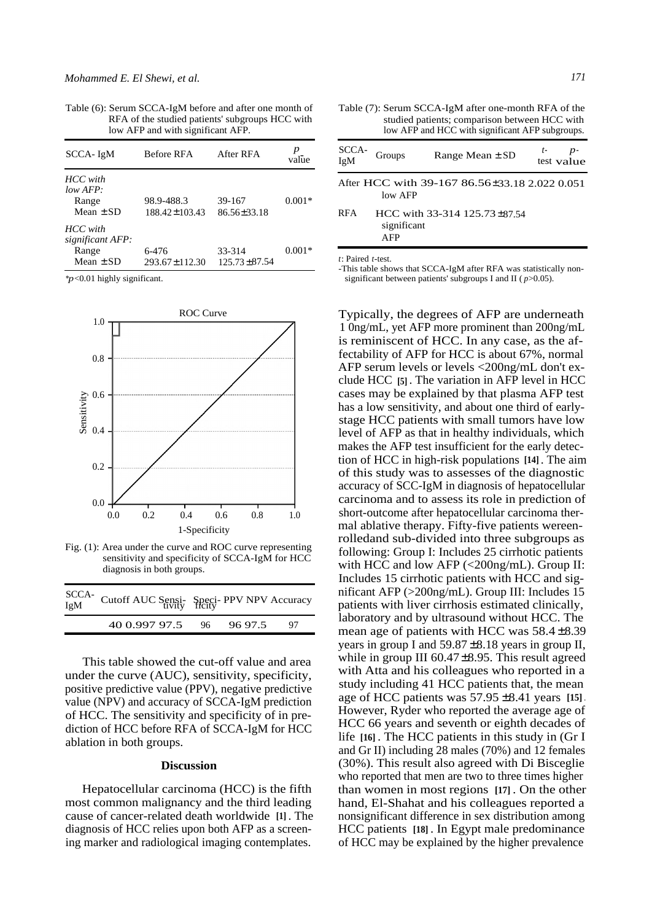Table (6): Serum SCCA-IgM before and after one month of RFA of the studied patients' subgroups HCC with low AFP and with significant AFP.

| SCCA- IgM | Before RFA | After RFA | *p* value |
|---|---|---|---|
| *HCC with low AFP:* | | | |
| Range | 98.9-488.3 | 39-167 | 0.001* |
| Mean ± SD | 188.42±103.43 | 86.56±33.18 | |
| *HCC with significant AFP:* | | | |
| Range | 6-476 | 33-314 | 0.001* |
| Mean ± SD | 293.67±112.30 | 125.73±87.54 | |

*$p<0.01$ highly significant.

ROC Curve

Fig. (1): Area under the curve and ROC curve representing sensitivity and specificity of SCCA-IgM for HCC diagnosis in both groups.

| SCCA-IgM | Cutoff | AUC | Sensitivity | Specificity | PPV | NPV | Accuracy |
|---|---|---|---|---|---|---|---|
| | 40 | 0.997 | 97.5 | 96 | 96 | 97.5 | 97 |

This table showed the cut-off value and area under the curve (AUC), sensitivity, specificity, positive predictive value (PPV), negative predictive value (NPV) and accuracy of SCCA-IgM prediction of HCC. The sensitivity and specificity of in prediction of HCC before RFA of SCCA-IgM for HCC ablation in both groups.

## Discussion

Hepatocellular carcinoma (HCC) is the fifth most common malignancy and the third leading cause of cancer-related death worldwide [1]. The diagnosis of HCC relies upon both AFP as a screening marker and radiological imaging contemplates.

Table (7): Serum SCCA-IgM after one-month RFA of the studied patients; comparison between HCC with low AFP and HCC with significant AFP subgroups.

| SCCA-IgM | Groups | Range | Mean ± SD | *t*-test | *p*-value |
|---|---|---|---|---|---|
| After | HCC with low AFP | 39-167 | 86.56±33.18 | 2.022 | 0.051 |
| RFA | HCC with significant AFP | 33-314 | 125.73±87.54 | | |

*t*: Paired *t*-test.

-This table shows that SCCA-IgM after RFA was statistically non-significant between patients' subgroups I and II ($p>0.05$).

Typically, the degrees of AFP are underneath 1 0ng/mL, yet AFP more prominent than 200ng/mL is reminiscent of HCC. In any case, as the affectability of AFP for HCC is about 67%, normal AFP serum levels or levels <200ng/mL don't exclude HCC [5]. The variation in AFP level in HCC cases may be explained by that plasma AFP test has a low sensitivity, and about one third of early-stage HCC patients with small tumors have low level of AFP as that in healthy individuals, which makes the AFP test insufficient for the early detection of HCC in high-risk populations [14]. The aim of this study was to assesses of the diagnostic accuracy of SCC-IgM in diagnosis of hepatocellular carcinoma and to assess its role in prediction of short-outcome after hepatocellular carcinoma thermal ablative therapy. Fifty-five patients wereenrolledand sub-divided into three subgroups as following: Group I: Includes 25 cirrhotic patients with HCC and low AFP (<200ng/mL). Group II: Includes 15 cirrhotic patients with HCC and significant AFP (>200ng/mL). Group III: Includes 15 patients with liver cirrhosis estimated clinically, laboratory and by ultrasound without HCC. The mean age of patients with HCC was 58.4±8.39 years in group I and 59.87±8.18 years in group II, while in group III 60.47±8.95. This result agreed with Atta and his colleagues who reported in a study including 41 HCC patients that, the mean age of HCC patients was 57.95±8.41 years [15]. However, Ryder who reported the average age of HCC 66 years and seventh or eighth decades of life [16]. The HCC patients in this study in (Gr I and Gr II) including 28 males (70%) and 12 females (30%). This result also agreed with Di Bisceglie who reported that men are two to three times higher than women in most regions [17]. On the other hand, El-Shahat and his colleagues reported a nonsignificant difference in sex distribution among HCC patients [18]. In Egypt male predominance of HCC may be explained by the higher prevalence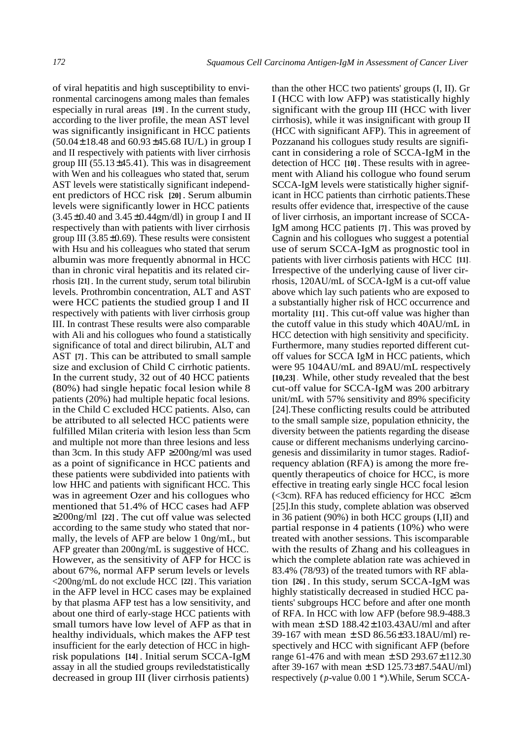of viral hepatitis and high susceptibility to environmental carcinogens among males than females especially in rural areas [19]. In the current study, according to the liver profile, the mean AST level was significantly insignificant in HCC patients (50.04±18.48 and 60.93±45.68 IU/L) in group I and II respectively with patients with liver cirrhosis group III (55.13±45.41). This was in disagreement with Wen and his colleagues who stated that, serum AST levels were statistically significant independent predictors of HCC risk [20]. Serum albumin levels were significantly lower in HCC patients (3.45±0.40 and 3.45±0.44gm/dl) in group I and II respectively than with patients with liver cirrhosis group III (3.85±0.69). These results were consistent with Hsu and his colleagues who stated that serum albumin was more frequently abnormal in HCC than in chronic viral hepatitis and its related cirrhosis [21]. In the current study, serum total bilirubin levels. Prothrombin concentration, ALT and AST were HCC patients the studied group I and II respectively with patients with liver cirrhosis group III. In contrast These results were also comparable with Ali and his collogues who found a statistically significance of total and direct bilirubin, ALT and AST [7]. This can be attributed to small sample size and exclusion of Child C cirrhotic patients. In the current study, 32 out of 40 HCC patients (80%) had single hepatic focal lesion while 8 patients (20%) had multiple hepatic focal lesions. in the Child C excluded HCC patients. Also, can be attributed to all selected HCC patients were fulfilled Milan criteria with lesion less than 5cm and multiple not more than three lesions and less than 3cm. In this study AFP ≥200ng/ml was used as a point of significance in HCC patients and these patients were subdivided into patients with low HHC and patients with significant HCC. This was in agreement Ozer and his collogues who mentioned that 51.4% of HCC cases had AFP ≥200ng/ml [22]. The cut off value was selected according to the same study who stated that normally, the levels of AFP are below 1 0ng/mL, but AFP greater than 200ng/mL is suggestive of HCC. However, as the sensitivity of AFP for HCC is about 67%, normal AFP serum levels or levels <200ng/mL do not exclude HCC [22]. This variation in the AFP level in HCC cases may be explained by that plasma AFP test has a low sensitivity, and about one third of early-stage HCC patients with small tumors have low level of AFP as that in healthy individuals, which makes the AFP test insufficient for the early detection of HCC in high-risk populations [14]. Initial serum SCCA-IgM assay in all the studied groups reviledstatistically decreased in group III (liver cirrhosis patients) than the other HCC two patients' groups (I, II). Gr I (HCC with low AFP) was statistically highly significant with the group III (HCC with liver cirrhosis), while it was insignificant with group II (HCC with significant AFP). This in agreement of Pozzanand his collogues study results are significant in considering a role of SCCA-IgM in the detection of HCC [10]. These results with in agreement with Aliand his collogue who found serum SCCA-IgM levels were statistically higher significant in HCC patients than cirrhotic patients.These results offer evidence that, irrespective of the cause of liver cirrhosis, an important increase of SCCA-IgM among HCC patients [7]. This was proved by Cagnin and his collogues who suggest a potential use of serum SCCA-IgM as prognostic tool in patients with liver cirrhosis patients with HCC [11]. Irrespective of the underlying cause of liver cirrhosis, 120AU/mL of SCCA-IgM is a cut-off value above which lay such patients who are exposed to a substantially higher risk of HCC occurrence and mortality [11]. This cut-off value was higher than the cutoff value in this study which 40AU/mL in HCC detection with high sensitivity and specificity. Furthermore, many studies reported different cut-off values for SCCA IgM in HCC patients, which were 95 104AU/mL and 89AU/mL respectively [10,23]. While, other study revealed that the best cut-off value for SCCA-IgM was 200 arbitrary unit/mL with 57% sensitivity and 89% specificity [24].These conflicting results could be attributed to the small sample size, population ethnicity, the diversity between the patients regarding the disease cause or different mechanisms underlying carcinogenesis and dissimilarity in tumor stages. Radiofrequency ablation (RFA) is among the more frequently therapeutics of choice for HCC, is more effective in treating early single HCC focal lesion (<3cm). RFA has reduced efficiency for HCC ≥3cm [25].In this study, complete ablation was observed in 36 patient (90%) in both HCC groups (I,II) and partial response in 4 patients (10%) who were treated with another sessions. This iscomparable with the results of Zhang and his colleagues in which the complete ablation rate was achieved in 83.4% (78/93) of the treated tumors with RF ablation [26]. In this study, serum SCCA-IgM was highly statistically decreased in studied HCC patients' subgroups HCC before and after one month of RFA. In HCC with low AFP (before 98.9-488.3 with mean ± SD 188.42±103.43AU/ml and after 39-167 with mean ± SD 86.56±33.18AU/ml) respectively and HCC with significant AFP (before range 61-476 and with mean ± SD 293.67±112.30 after 39-167 with mean ± SD 125.73±87.54AU/ml) respectively (*p*-value 0.00 1 *).While, Serum SCCA-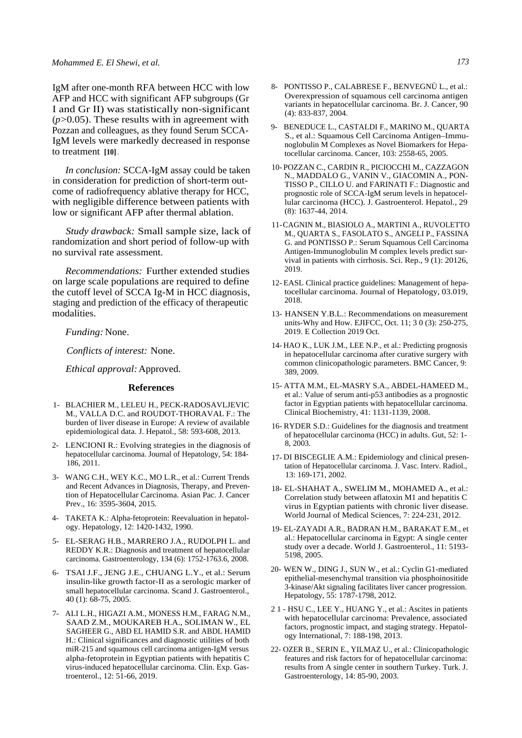IgM after one-month RFA between HCC with low AFP and HCC with significant AFP subgroups (Gr I and Gr II) was statistically non-significant ($p$>0.05). These results with in agreement with Pozzan and colleagues, as they found Serum SCCA-IgM levels were markedly decreased in response to treatment **[10]**.

*In conclusion:* SCCA-IgM assay could be taken in consideration for prediction of short-term outcome of radiofrequency ablative therapy for HCC, with negligible difference between patients with low or significant AFP after thermal ablation.

*Study drawback:* Small sample size, lack of randomization and short period of follow-up with no survival rate assessment.

*Recommendations:* Further extended studies on large scale populations are required to define the cutoff level of SCCA Ig-M in HCC diagnosis, staging and prediction of the efficacy of therapeutic modalities.

*Funding:* None.

*Conflicts of interest:* None.

*Ethical approval:* Approved.

## References

1- BLACHIER M., LELEU H., PECK-RADOSAVLJEVIC M., VALLA D.C. and ROUDOT-THORAVAL F.: The burden of liver disease in Europe: A review of available epidemiological data. J. Hepatol., 58: 593-608, 2013.

2- LENCIONI R.: Evolving strategies in the diagnosis of hepatocellular carcinoma. Journal of Hepatology, 54: 184-186, 2011.

3- WANG C.H., WEY K.C., MO L.R., et al.: Current Trends and Recent Advances in Diagnosis, Therapy, and Prevention of Hepatocellular Carcinoma. Asian Pac. J. Cancer Prev., 16: 3595-3604, 2015.

4- TAKETA K.: Alpha-fetoprotein: Reevaluation in hepatology. Hepatology, 12: 1420-1432, 1990.

5- EL-SERAG H.B., MARRERO J.A., RUDOLPH L. and REDDY K.R.: Diagnosis and treatment of hepatocellular carcinoma. Gastroenterology, 134 (6): 1752-1763.6, 2008.

6- TSAI J.F., JENG J.E., CHUANG L.Y., et al.: Serum insulin-like growth factor-II as a serologic marker of small hepatocellular carcinoma. Scand J. Gastroenterol., 40 (1): 68-75, 2005.

7- ALI L.H., HIGAZI A.M., MONESS H.M., FARAG N.M., SAAD Z.M., MOUKAREB H.A., SOLIMAN W., EL SAGHEER G., ABD EL HAMID S.R. and ABDL HAMID H.: Clinical significances and diagnostic utilities of both miR-215 and squamous cell carcinoma antigen-IgM versus alpha-fetoprotein in Egyptian patients with hepatitis C virus-induced hepatocellular carcinoma. Clin. Exp. Gastroenterol., 12: 51-66, 2019.

8- PONTISSO P., CALABRESE F., BENVEGNÙ L., et al.: Overexpression of squamous cell carcinoma antigen variants in hepatocellular carcinoma. Br. J. Cancer, 90 (4): 833-837, 2004.

9- BENEDUCE L., CASTALDI F., MARINO M., QUARTA S., et al.: Squamous Cell Carcinoma Antigen–Immunoglobulin M Complexes as Novel Biomarkers for Hepatocellular carcinoma. Cancer, 103: 2558-65, 2005.

10- POZZAN C., CARDIN R., PICIOCCHI M., CAZZAGON N., MADDALO G., VANIN V., GIACOMIN A., PONTISSO P., CILLO U. and FARINATI F.: Diagnostic and prognostic role of SCCA-IgM serum levels in hepatocellular carcinoma (HCC). J. Gastroenterol. Hepatol., 29 (8): 1637-44, 2014.

11- CAGNIN M., BIASIOLO A., MARTINI A., RUVOLETTO M., QUARTA S., FASOLATO S., ANGELI P., FASSINA G. and PONTISSO P.: Serum Squamous Cell Carcinoma Antigen-Immunoglobulin M complex levels predict survival in patients with cirrhosis. Sci. Rep., 9 (1): 20126, 2019.

12- EASL Clinical practice guidelines: Management of hepatocellular carcinoma. Journal of Hepatology, 03.019, 2018.

13- HANSEN Y.B.L.: Recommendations on measurement units-Why and How. EJIFCC, Oct. 11; 3 0 (3): 250-275, 2019. E Collection 2019 Oct.

14- HAO K., LUK J.M., LEE N.P., et al.: Predicting prognosis in hepatocellular carcinoma after curative surgery with common clinicopathologic parameters. BMC Cancer, 9: 389, 2009.

15- ATTA M.M., EL-MASRY S.A., ABDEL-HAMEED M., et al.: Value of serum anti-p53 antibodies as a prognostic factor in Egyptian patients with hepatocellular carcinoma. Clinical Biochemistry, 41: 1131-1139, 2008.

16- RYDER S.D.: Guidelines for the diagnosis and treatment of hepatocellular carcinoma (HCC) in adults. Gut, 52: 1-8, 2003.

17- DI BISCEGLIE A.M.: Epidemiology and clinical presentation of Hepatocellular carcinoma. J. Vasc. Interv. Radiol., 13: 169-171, 2002.

18- EL-SHAHAT A., SWELIM M., MOHAMED A., et al.: Correlation study between aflatoxin M1 and hepatitis C virus in Egyptian patients with chronic liver disease. World Journal of Medical Sciences, 7: 224-231, 2012.

19- EL-ZAYADI A.R., BADRAN H.M., BARAKAT E.M., et al.: Hepatocellular carcinoma in Egypt: A single center study over a decade. World J. Gastroenterol., 11: 5193-5198, 2005.

20- WEN W., DING J., SUN W., et al.: Cyclin G1-mediated epithelial-mesenchymal transition via phosphoinositide 3-kinase/Akt signaling facilitates liver cancer progression. Hepatology, 55: 1787-1798, 2012.

21- HSU C., LEE Y., HUANG Y., et al.: Ascites in patients with hepatocellular carcinoma: Prevalence, associated factors, prognostic impact, and staging strategy. Hepatology International, 7: 188-198, 2013.

22- OZER B., SERIN E., YILMAZ U., et al.: Clinicopathologic features and risk factors for of hepatocellular carcinoma: results from A single center in southern Turkey. Turk. J. Gastroenterology, 14: 85-90, 2003.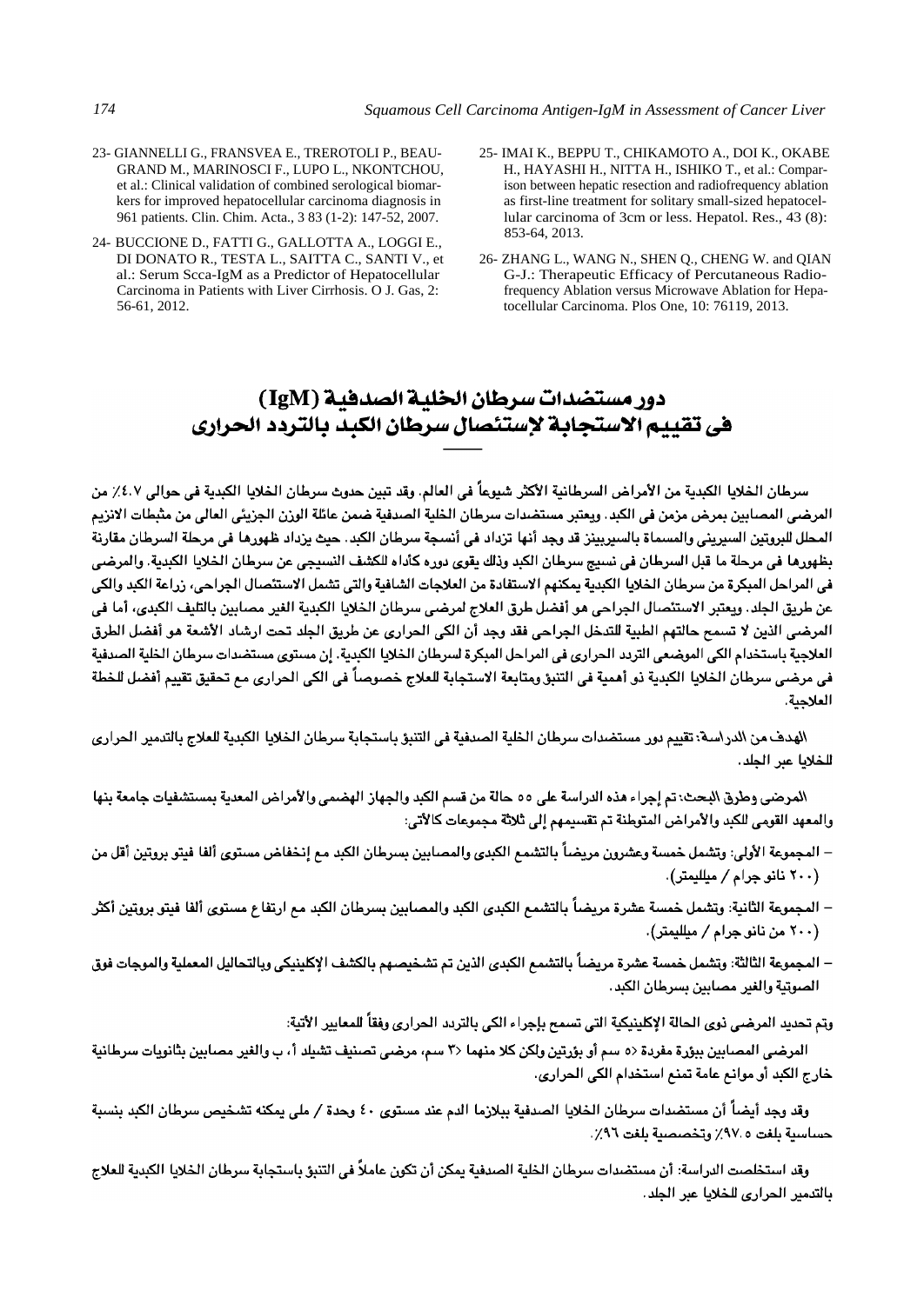23- GIANNELLI G., FRANSVEA E., TREROTOLI P., BEAUGRAND M., MARINOSCI F., LUPO L., NKONTCHOU, et al.: Clinical validation of combined serological biomarkers for improved hepatocellular carcinoma diagnosis in 961 patients. Clin. Chim. Acta., 3 83 (1-2): 147-52, 2007.

24- BUCCIONE D., FATTI G., GALLOTTA A., LOGGI E., DI DONATO R., TESTA L., SAITTA C., SANTI V., et al.: Serum Scca-IgM as a Predictor of Hepatocellular Carcinoma in Patients with Liver Cirrhosis. O J. Gas, 2: 56-61, 2012.

25- IMAI K., BEPPU T., CHIKAMOTO A., DOI K., OKABE H., HAYASHI H., NITTA H., ISHIKO T., et al.: Comparison between hepatic resection and radiofrequency ablation as first-line treatment for solitary small-sized hepatocellular carcinoma of 3cm or less. Hepatol. Res., 43 (8): 853-64, 2013.

26- ZHANG L., WANG N., SHEN Q., CHENG W. and QIAN G-J.: Therapeutic Efficacy of Percutaneous Radiofrequency Ablation versus Microwave Ablation for Hepatocellular Carcinoma. Plos One, 10: 76119, 2013.

# دور مستضدات سرطان الخلية الصدفية (IgM) فى تقييم الاستجابة لإستئصال سرطان الكبد بالتردد الحرارى

سرطان الخلايا الكبدية من الأمراض السرطانية الأكثر شيوعاً فى العالم. وقد تبين حدوث سرطان الخلايا الكبدية فى حوالى ٤.٧٪ من المرضى المصابين بمرض مزمن فى الكبد. ويعتبر مستضدات سرطان الخلية الصدفية ضمن عائلة الوزن الجزيئى العالى من مثبطات الانزيم المحلل للبروتين السيرينى والمسماة بالسيربينز قد وجد أنها تزداد فى أنسجة سرطان الكبد. حيث يزداد ظهورها فى مرحلة السرطان مقارنة بظهورها فى مرحلة ما قبل السرطان فى نسيج سرطان الكبد وذلك يقوى دوره كأداه للكشف النسيجى عن سرطان الخلايا الكبدية. والمرضى فى المراحل المبكرة من سرطان الخلايا الكبدية يمكنهم الاستفادة من العلاجات الشافية والتى تشمل الاستئصال الجراحى، زراعة الكبد والكى عن طريق الجلد. ويعتبر الاستئصال الجراحى هو أفضل طرق العلاج لمرضى سرطان الخلايا الكبدية الغير مصابين بالتليف الكبدى، أما فى المرضى الذين لا تسمح حالتهم الطبية للتدخل الجراحى فقد وجد أن الكى الحرارى عن طريق الجلد تحت ارشاد الأشعة هو أفضل الطرق العلاجية باستخدام الكى الموضعى التردد الحرارى فى المراحل المبكرة لسرطان الخلايا الكبدية. إن مستوى مستضدات سرطان الخلية الصدفية فى مرضى سرطان الخلايا الكبدية ذو أهمية فى التنبؤ ومتابعة الاستجابة للعلاج خصوصاً فى الكى الحرارى مع تحقيق تقييم أفضل للخطة العلاجية.

الهدف من الدراسة: تقييم دور مستضدات سرطان الخلية الصدفية فى التنبؤ باستجابة سرطان الخلايا الكبدية للعلاج بالتدمير الحرارى للخلايا عبر الجلد.

المرضى وطرق البحث: تم إجراء هذه الدراسة على ٥٥ حالة من قسم الكبد والجهاز الهضمى والأمراض المعدية بمستشفيات جامعة بنها والمعهد القومى للكبد والأمراض المتوطنة تم تقسيمهم إلى ثلاثة مجموعات كالأتى:

- المجموعة الأولى: وتشمل خمسة وعشرون مريضاً بالتشمع الكبدى والمصابين بسرطان الكبد مع إنخفاض مستوى ألفا فيتو بروتين أقل من (٢٠٠ نانو جرام / ميلليمتر).
- المجموعة الثانية: وتشمل خمسة عشرة مريضاً بالتشمع الكبدى الكبد والمصابين بسرطان الكبد مع ارتفاع مستوى ألفا فيتو بروتين أكثر (٢٠٠ من نانو جرام / ميلليمتر).
- المجموعة الثالثة: وتشمل خمسة عشرة مريضاً بالتشمع الكبدى الذين تم تشخيصهم بالكشف الإكلينيكى وبالتحاليل المعملية والموجات فوق الصوتية والغير مصابين بسرطان الكبد.

وتم تحديد المرضى ذوى الحالة الإكلينيكية التى تسمح بإجراء الكى بالتردد الحرارى وفقاً للمعايير الأتية:

المرضى المصابين ببؤرة مفردة <٥ سم أو بؤرتين ولكن كلا منهما <٣ سم، مرضى تصنيف تشيلد أ، ب والغير مصابين بثانويات سرطانية خارج الكبد أو موانع عامة تمنع استخدام الكى الحرارى.

وقد وجد أيضاً أن مستضدات سرطان الخلايا الصدفية ببلازما الدم عند مستوى ٤٠ وحدة / ملى يمكنه تشخيص سرطان الكبد بنسبة حساسية بلغت ٩٧.٥٪ وتخصصية بلغت ٩٦٪.

وقد استخلصت الدراسة: أن مستضدات سرطان الخلية الصدفية يمكن أن تكون عاملاً فى التنبؤ باستجابة سرطان الخلايا الكبدية للعلاج بالتدمير الحرارى للخلايا عبر الجلد.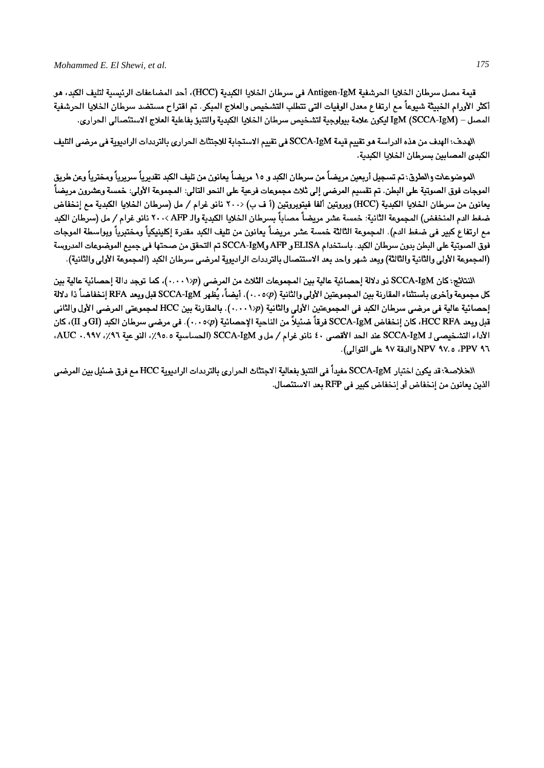قيمة مصل سرطان الخلايا الحرشفية Antigen-IgM فى سرطان الخلايا الكبدية (HCC)، أحد المضاعفات الرئيسية لتليف الكبد، هو أكثر الأورام الخبيثة شيوعاً مع ارتفاع معدل الوفيات التى تتطلب التشخيص والعلاج المبكر. تم اقتراح مستضد سرطان الخلايا الحرشفية المصل – IgM (SCCA-IgM) ليكون علامة بيولوجية لتشخيص سرطان الخلايا الكبدية والتنبؤ بفاعلية العلاج الاستئصالى الحرارى.

الهدف: الهدف من هذه الدراسة هو تقييم قيمة SCCA-IgM فى تقييم الاستجابة للاجتثاث الحرارى بالترددات الراديوية فى مرضى التليف الكبدى المصابين بسرطان الخلايا الكبدية.

الموضوعات والطرق: تم تسجيل أربعين مريضاً من سرطان الكبد و ١٥ مريضاً يعانون من تليف الكبد تقديرياً سريرياً ومخترياً وعن طريق الموجات فوق الصوتية على البطن. تم تقسيم المرضى إلى ثلاث مجموعات فرعية على النحو التالى: المجموعة الأولى: خمسة وعشرون مريضاً يعانون من سرطان الخلايا الكبدية (HCC) وبروتين ألفا فيتوبروتين (أ ف ب) <٢٠٠ نانو غرام / مل (سرطان الخلايا الكبدية مع إنخفاض ضغط الدم المنخفض) المجموعة الثانية: خمسة عشر مريضاً مصاباً بسرطان الخلايا الكبدية والـ AFP >٢٠٠ نانو غرام / مل (سرطان الكبد مع ارتفاع كبير فى ضغط الدم). المجموعة الثالثة خمسة عشر مريضاً يعانون من تليف الكبد مقدرة إكلينيكياً ومختبرياً وبواسطة الموجات فوق الصوتية على البطن بدون سرطان الكبد. باستخدام ELISA و AFP وSCCA-IgM تم التحقق من صحتها فى جميع الموضوعات المدروسة (المجموعة الأولى والثانية والثالثة) وبعد شهر واحد بعد الاستئصال بالترددات الراديوية لمرضى سرطان الكبد (المجموعة الأولى والثانية).

النتائج: كان SCCA-IgM ذو دلالة إحصائية عالية بين المجموعات الثلاث من المرضى (p<٠.٠٠١)، كما توجد دالة إحصائية عالية بين كل مجموعة وأخرى بأستثناء المقارنة بين المجموعتين الأولى والثانية (p<٠.٠٠٥). أيضاً، يُظهر SCCA-IgM قبل وبعد RFA إنخفاضاً ذا دلالة إحصائية عالية فى مرضى سرطان الكبد فى المجموعتين الأولى والثانية (p<٠.٠٠١). بالمقارنة بين HCC لمجموعتى المرضى الأول والثانى قبل وبعد HCC RFA، كان إنخفاض SCCA-IgM فرقاً ضئيلاً من الناحية الإحصائية (p<٠.٠٠٥). فى مرضى سرطان الكبد (GI و II)، كان الأداء التشخيصى لـ SCCA-IgM عند الحد الأقصى ٤٠ نانو غرام / مل و SCCA-IgM (الحساسية ٩٥.٥٪، النوعية ٩٦٪، AUC ٠.٩٩٧، PPV ٩٦، NPV ٩٧.٥ والدقة ٩٧ على التوالى).

الخلاصة: قد يكون اختبار SCCA-IgM مفيداً فى التنبؤ بفعالية الاجتثاث الحرارى بالترددات الراديوية HCC مع فرق ضئيل بين المرضى الذين يعانون من إنخفاض أو إنخفاض كبير فى RFP بعد الاستئصال.